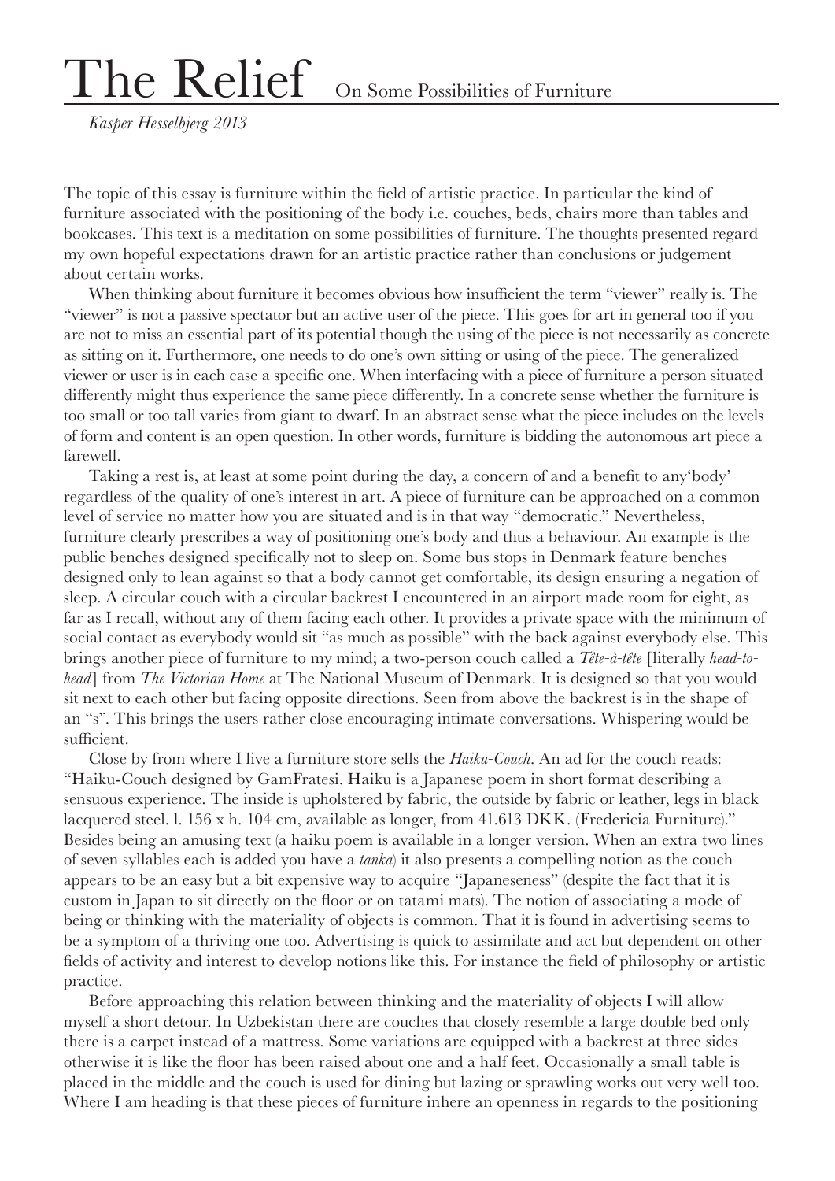# The Relief – On Some Possibilities of Furniture

*Kasper Hesselbjerg 2013*

The topic of this essay is furniture within the field of artistic practice. In particular the kind of furniture associated with the positioning of the body i.e. couches, beds, chairs more than tables and bookcases. This text is a meditation on some possibilities of furniture. The thoughts presented regard my own hopeful expectations drawn for an artistic practice rather than conclusions or judgement about certain works.

When thinking about furniture it becomes obvious how insufficient the term "viewer" really is. The "viewer" is not a passive spectator but an active user of the piece. This goes for art in general too if you are not to miss an essential part of its potential though the using of the piece is not necessarily as concrete as sitting on it. Furthermore, one needs to do one's own sitting or using of the piece. The generalized viewer or user is in each case a specific one. When interfacing with a piece of furniture a person situated differently might thus experience the same piece differently. In a concrete sense whether the furniture is too small or too tall varies from giant to dwarf. In an abstract sense what the piece includes on the levels of form and content is an open question. In other words, furniture is bidding the autonomous art piece a farewell.

Taking a rest is, at least at some point during the day, a concern of and a benefit to any'body' regardless of the quality of one's interest in art. A piece of furniture can be approached on a common level of service no matter how you are situated and is in that way "democratic." Nevertheless, furniture clearly prescribes a way of positioning one's body and thus a behaviour. An example is the public benches designed specifically not to sleep on. Some bus stops in Denmark feature benches designed only to lean against so that a body cannot get comfortable, its design ensuring a negation of sleep. A circular couch with a circular backrest I encountered in an airport made room for eight, as far as I recall, without any of them facing each other. It provides a private space with the minimum of social contact as everybody would sit "as much as possible" with the back against everybody else. This brings another piece of furniture to my mind; a two-person couch called a *Tête-à-tête* [literally *head-to-head*] from *The Victorian Home* at The National Museum of Denmark. It is designed so that you would sit next to each other but facing opposite directions. Seen from above the backrest is in the shape of an "s". This brings the users rather close encouraging intimate conversations. Whispering would be sufficient.

Close by from where I live a furniture store sells the *Haiku-Couch*. An ad for the couch reads: "Haiku-Couch designed by GamFratesi. Haiku is a Japanese poem in short format describing a sensuous experience. The inside is upholstered by fabric, the outside by fabric or leather, legs in black lacquered steel. l. 156 x h. 104 cm, available as longer, from 41.613 DKK. (Fredericia Furniture)." Besides being an amusing text (a haiku poem is available in a longer version. When an extra two lines of seven syllables each is added you have a *tanka*) it also presents a compelling notion as the couch appears to be an easy but a bit expensive way to acquire "Japaneseness" (despite the fact that it is custom in Japan to sit directly on the floor or on tatami mats). The notion of associating a mode of being or thinking with the materiality of objects is common. That it is found in advertising seems to be a symptom of a thriving one too. Advertising is quick to assimilate and act but dependent on other fields of activity and interest to develop notions like this. For instance the field of philosophy or artistic practice.

Before approaching this relation between thinking and the materiality of objects I will allow myself a short detour. In Uzbekistan there are couches that closely resemble a large double bed only there is a carpet instead of a mattress. Some variations are equipped with a backrest at three sides otherwise it is like the floor has been raised about one and a half feet. Occasionally a small table is placed in the middle and the couch is used for dining but lazing or sprawling works out very well too. Where I am heading is that these pieces of furniture inhere an openness in regards to the positioning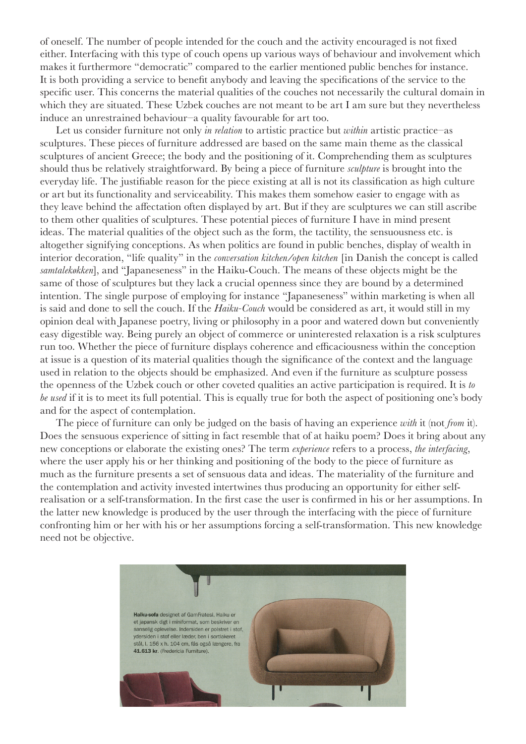of oneself. The number of people intended for the couch and the activity encouraged is not fixed either. Interfacing with this type of couch opens up various ways of behaviour and involvement which makes it furthermore "democratic" compared to the earlier mentioned public benches for instance. It is both providing a service to benefit anybody and leaving the specifications of the service to the specific user. This concerns the material qualities of the couches not necessarily the cultural domain in which they are situated. These Uzbek couches are not meant to be art I am sure but they nevertheless induce an unrestrained behaviour–a quality favourable for art too.

Let us consider furniture not only *in relation* to artistic practice but *within* artistic practice–as sculptures. These pieces of furniture addressed are based on the same main theme as the classical sculptures of ancient Greece; the body and the positioning of it. Comprehending them as sculptures should thus be relatively straightforward. By being a piece of furniture *sculpture* is brought into the everyday life. The justifiable reason for the piece existing at all is not its classification as high culture or art but its functionality and serviceability. This makes them somehow easier to engage with as they leave behind the affectation often displayed by art. But if they are sculptures we can still ascribe to them other qualities of sculptures. These potential pieces of furniture I have in mind present ideas. The material qualities of the object such as the form, the tactility, the sensuousness etc. is altogether signifying conceptions. As when politics are found in public benches, display of wealth in interior decoration, "life quality" in the *conversation kitchen/open kitchen* [in Danish the concept is called *samtalekøkken*], and "Japaneseness" in the Haiku-Couch. The means of these objects might be the same of those of sculptures but they lack a crucial openness since they are bound by a determined intention. The single purpose of employing for instance "Japaneseness" within marketing is when all is said and done to sell the couch. If the *Haiku-Couch* would be considered as art, it would still in my opinion deal with Japanese poetry, living or philosophy in a poor and watered down but conveniently easy digestible way. Being purely an object of commerce or uninterested relaxation is a risk sculptures run too. Whether the piece of furniture displays coherence and efficaciousness within the conception at issue is a question of its material qualities though the significance of the context and the language used in relation to the objects should be emphasized. And even if the furniture as sculpture possess the openness of the Uzbek couch or other coveted qualities an active participation is required. It is *to be used* if it is to meet its full potential. This is equally true for both the aspect of positioning one's body and for the aspect of contemplation.

The piece of furniture can only be judged on the basis of having an experience *with* it (not *from* it). Does the sensuous experience of sitting in fact resemble that of at haiku poem? Does it bring about any new conceptions or elaborate the existing ones? The term *experience* refers to a process, *the interfacing*, where the user apply his or her thinking and positioning of the body to the piece of furniture as much as the furniture presents a set of sensuous data and ideas. The materiality of the furniture and the contemplation and activity invested intertwines thus producing an opportunity for either self-realisation or a self-transformation. In the first case the user is confirmed in his or her assumptions. In the latter new knowledge is produced by the user through the interfacing with the piece of furniture confronting him or her with his or her assumptions forcing a self-transformation. This new knowledge need not be objective.

**Haiku-sofa** designet af GamFratesi. Haiku er et japansk digt i miniformat, som beskriver en sanselig oplevelse. Indersiden er polstret i stof, ydersiden i stof eller læder, ben i sortlakeret stål, l. 156 x h. 104 cm, fås også længere, fra **41.613 kr.** (Fredericia Furniture).